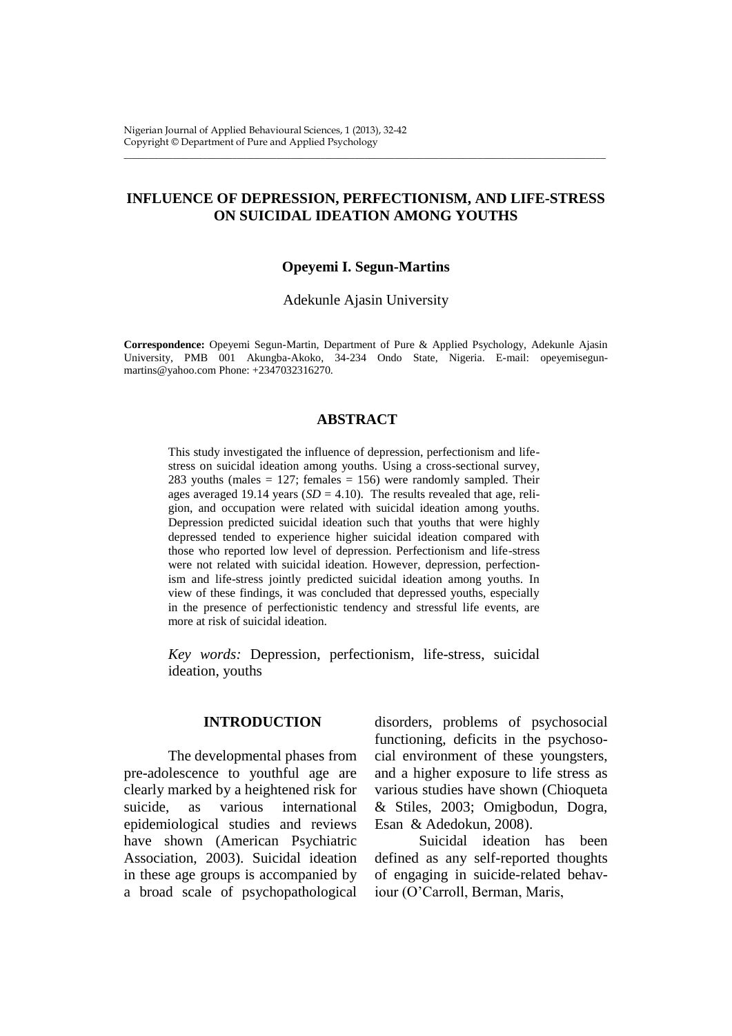# INFLUENCE OF DEPRESSION, PERFECTIONISM, AND LIFE-STRESS ON SUICIDAL IDEATION AMONG YOUTHS

**Opeyemi I. Segun-Martins**

Adekunle Ajasin University

**Correspondence:** Opeyemi Segun-Martin, Department of Pure & Applied Psychology, Adekunle Ajasin University, PMB 001 Akungba-Akoko, 34-234 Ondo State, Nigeria. E-mail: opeyemisegun-martins@yahoo.com Phone: +2347032316270.

## ABSTRACT

This study investigated the influence of depression, perfectionism and life-stress on suicidal ideation among youths. Using a cross-sectional survey, 283 youths (males = 127; females = 156) were randomly sampled. Their ages averaged 19.14 years (*SD* = 4.10). The results revealed that age, religion, and occupation were related with suicidal ideation among youths. Depression predicted suicidal ideation such that youths that were highly depressed tended to experience higher suicidal ideation compared with those who reported low level of depression. Perfectionism and life-stress were not related with suicidal ideation. However, depression, perfectionism and life-stress jointly predicted suicidal ideation among youths. In view of these findings, it was concluded that depressed youths, especially in the presence of perfectionistic tendency and stressful life events, are more at risk of suicidal ideation.

*Key words:* Depression, perfectionism, life-stress, suicidal ideation, youths

## INTRODUCTION

The developmental phases from pre-adolescence to youthful age are clearly marked by a heightened risk for suicide, as various international epidemiological studies and reviews have shown (American Psychiatric Association, 2003). Suicidal ideation in these age groups is accompanied by a broad scale of psychopathological disorders, problems of psychosocial functioning, deficits in the psychosocial environment of these youngsters, and a higher exposure to life stress as various studies have shown (Chioqueta & Stiles, 2003; Omigbodun, Dogra, Esan & Adedokun, 2008).

Suicidal ideation has been defined as any self-reported thoughts of engaging in suicide-related behaviour (O'Carroll, Berman, Maris,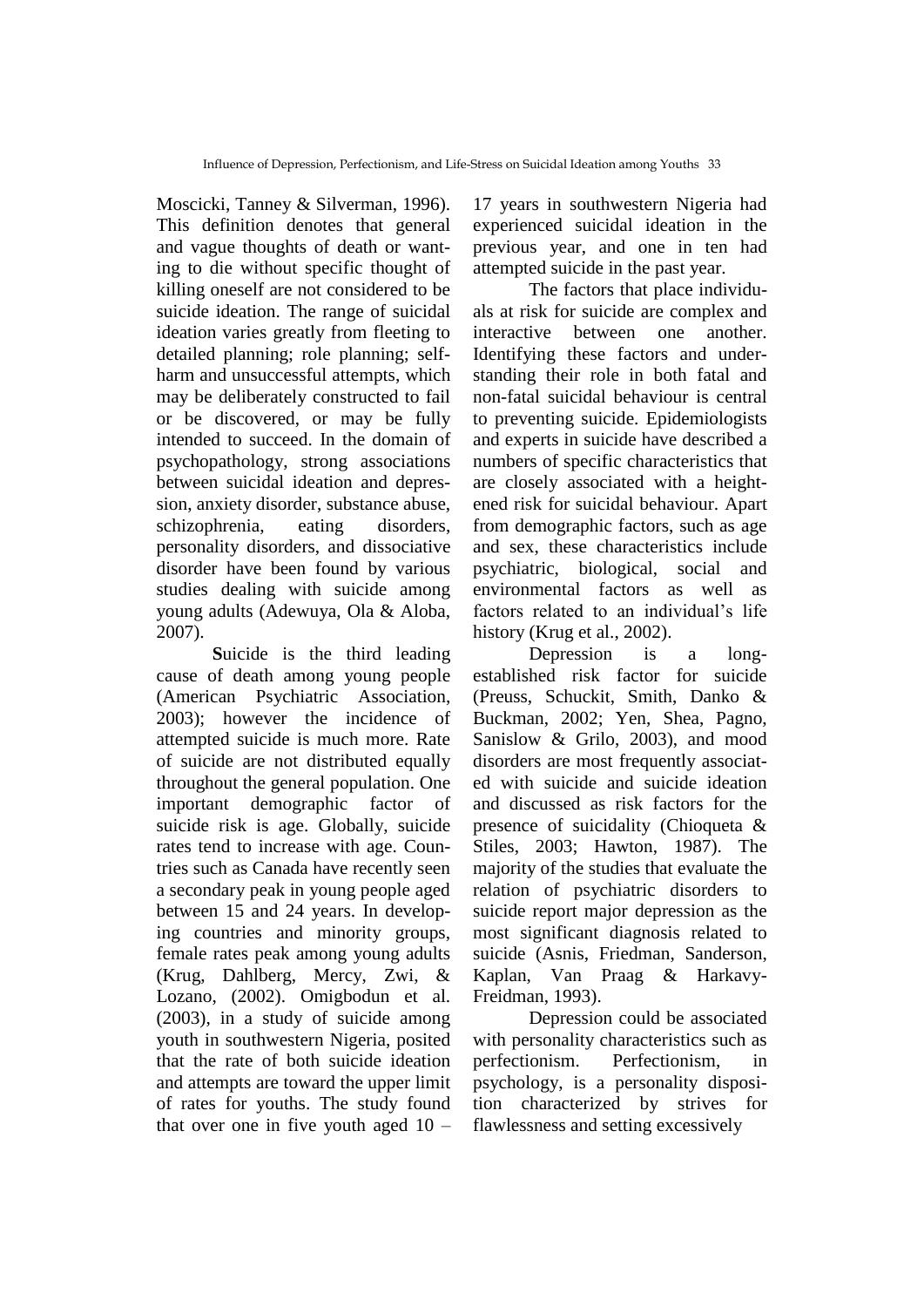Moscicki, Tanney & Silverman, 1996). This definition denotes that general and vague thoughts of death or wanting to die without specific thought of killing oneself are not considered to be suicide ideation. The range of suicidal ideation varies greatly from fleeting to detailed planning; role planning; self-harm and unsuccessful attempts, which may be deliberately constructed to fail or be discovered, or may be fully intended to succeed. In the domain of psychopathology, strong associations between suicidal ideation and depression, anxiety disorder, substance abuse, schizophrenia, eating disorders, personality disorders, and dissociative disorder have been found by various studies dealing with suicide among young adults (Adewuya, Ola & Aloba, 2007).

**S**uicide is the third leading cause of death among young people (American Psychiatric Association, 2003); however the incidence of attempted suicide is much more. Rate of suicide are not distributed equally throughout the general population. One important demographic factor of suicide risk is age. Globally, suicide rates tend to increase with age. Countries such as Canada have recently seen a secondary peak in young people aged between 15 and 24 years. In developing countries and minority groups, female rates peak among young adults (Krug, Dahlberg, Mercy, Zwi, & Lozano, (2002). Omigbodun et al. (2003), in a study of suicide among youth in southwestern Nigeria, posited that the rate of both suicide ideation and attempts are toward the upper limit of rates for youths. The study found that over one in five youth aged 10 – 17 years in southwestern Nigeria had experienced suicidal ideation in the previous year, and one in ten had attempted suicide in the past year.

The factors that place individuals at risk for suicide are complex and interactive between one another. Identifying these factors and understanding their role in both fatal and non-fatal suicidal behaviour is central to preventing suicide. Epidemiologists and experts in suicide have described a numbers of specific characteristics that are closely associated with a heightened risk for suicidal behaviour. Apart from demographic factors, such as age and sex, these characteristics include psychiatric, biological, social and environmental factors as well as factors related to an individual's life history (Krug et al., 2002).

Depression is a long-established risk factor for suicide (Preuss, Schuckit, Smith, Danko & Buckman, 2002; Yen, Shea, Pagno, Sanislow & Grilo, 2003), and mood disorders are most frequently associated with suicide and suicide ideation and discussed as risk factors for the presence of suicidality (Chioqueta & Stiles, 2003; Hawton, 1987). The majority of the studies that evaluate the relation of psychiatric disorders to suicide report major depression as the most significant diagnosis related to suicide (Asnis, Friedman, Sanderson, Kaplan, Van Praag & Harkavy-Freidman, 1993).

Depression could be associated with personality characteristics such as perfectionism. Perfectionism, in psychology, is a personality disposition characterized by strives for flawlessness and setting excessively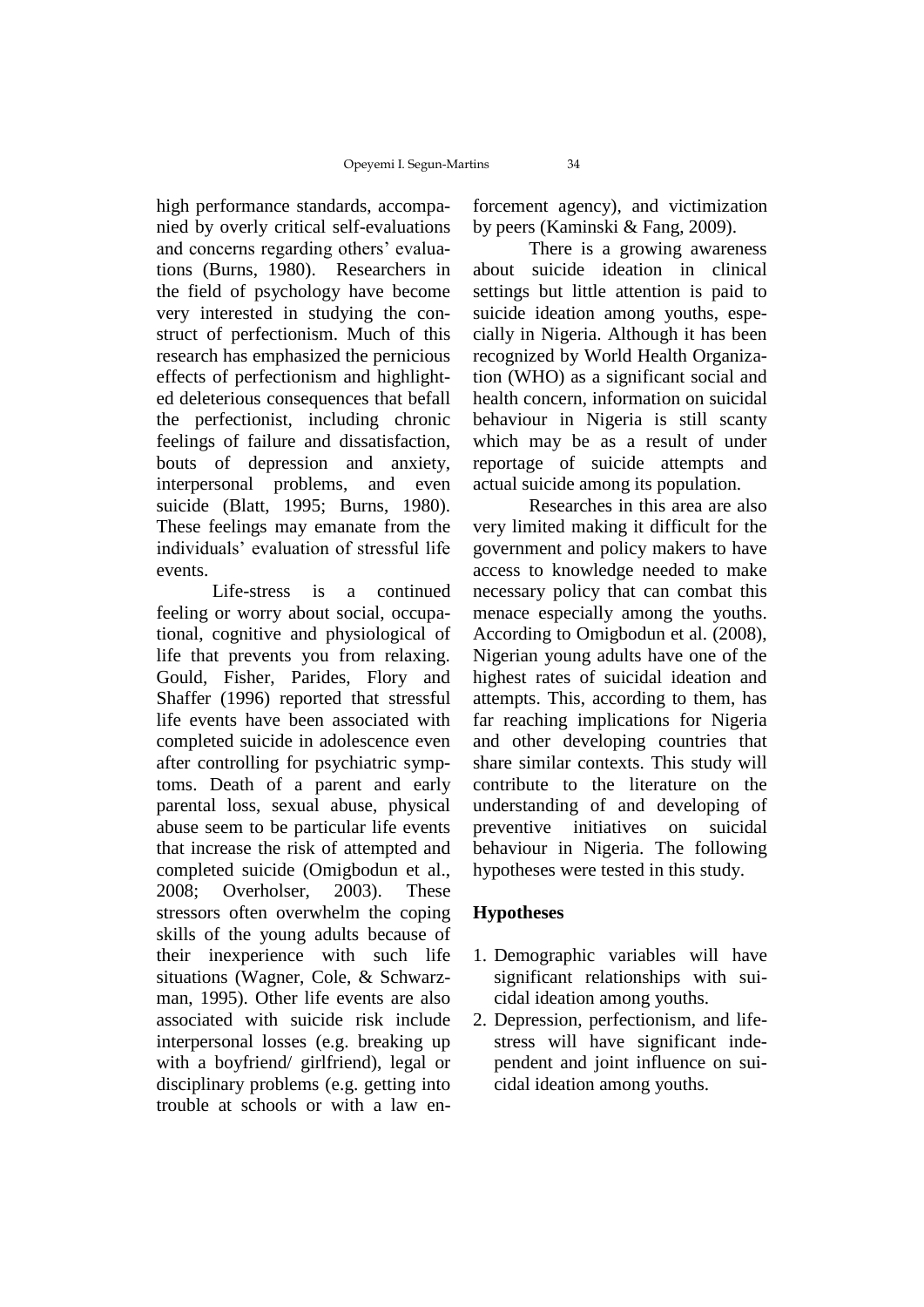high performance standards, accompanied by overly critical self-evaluations and concerns regarding others' evaluations (Burns, 1980). Researchers in the field of psychology have become very interested in studying the construct of perfectionism. Much of this research has emphasized the pernicious effects of perfectionism and highlighted deleterious consequences that befall the perfectionist, including chronic feelings of failure and dissatisfaction, bouts of depression and anxiety, interpersonal problems, and even suicide (Blatt, 1995; Burns, 1980). These feelings may emanate from the individuals' evaluation of stressful life events.

Life-stress is a continued feeling or worry about social, occupational, cognitive and physiological of life that prevents you from relaxing. Gould, Fisher, Parides, Flory and Shaffer (1996) reported that stressful life events have been associated with completed suicide in adolescence even after controlling for psychiatric symptoms. Death of a parent and early parental loss, sexual abuse, physical abuse seem to be particular life events that increase the risk of attempted and completed suicide (Omigbodun et al., 2008; Overholser, 2003). These stressors often overwhelm the coping skills of the young adults because of their inexperience with such life situations (Wagner, Cole, & Schwarzman, 1995). Other life events are also associated with suicide risk include interpersonal losses (e.g. breaking up with a boyfriend/ girlfriend), legal or disciplinary problems (e.g. getting into trouble at schools or with a law enforcement agency), and victimization by peers (Kaminski & Fang, 2009).

There is a growing awareness about suicide ideation in clinical settings but little attention is paid to suicide ideation among youths, especially in Nigeria. Although it has been recognized by World Health Organization (WHO) as a significant social and health concern, information on suicidal behaviour in Nigeria is still scanty which may be as a result of under reportage of suicide attempts and actual suicide among its population.

Researches in this area are also very limited making it difficult for the government and policy makers to have access to knowledge needed to make necessary policy that can combat this menace especially among the youths. According to Omigbodun et al. (2008), Nigerian young adults have one of the highest rates of suicidal ideation and attempts. This, according to them, has far reaching implications for Nigeria and other developing countries that share similar contexts. This study will contribute to the literature on the understanding of and developing of preventive initiatives on suicidal behaviour in Nigeria. The following hypotheses were tested in this study.

## Hypotheses

1. Demographic variables will have significant relationships with suicidal ideation among youths.
2. Depression, perfectionism, and life-stress will have significant independent and joint influence on suicidal ideation among youths.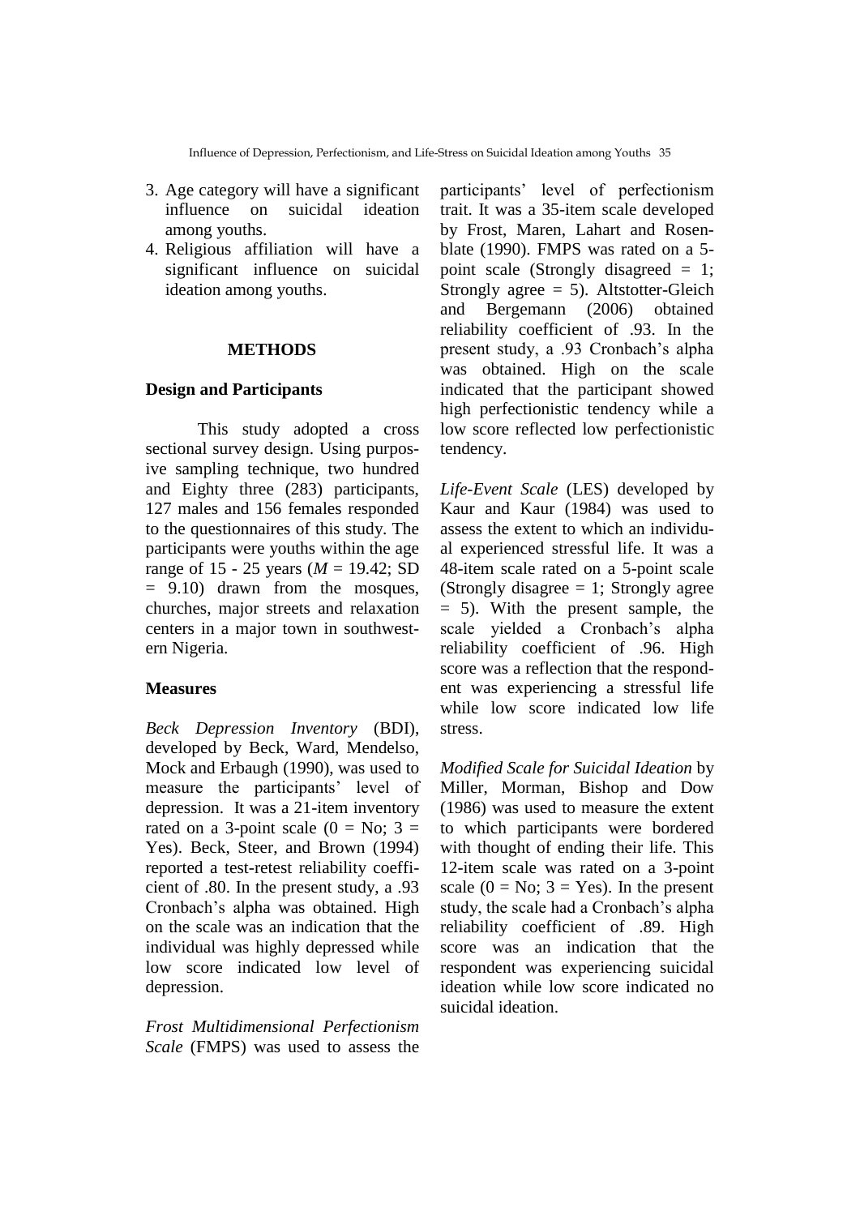3. Age category will have a significant influence on suicidal ideation among youths.
4. Religious affiliation will have a significant influence on suicidal ideation among youths.

## METHODS

### Design and Participants

This study adopted a cross sectional survey design. Using purposive sampling technique, two hundred and Eighty three (283) participants, 127 males and 156 females responded to the questionnaires of this study. The participants were youths within the age range of 15 - 25 years (*M* = 19.42; SD = 9.10) drawn from the mosques, churches, major streets and relaxation centers in a major town in southwestern Nigeria.

### Measures

*Beck Depression Inventory* (BDI), developed by Beck, Ward, Mendelso, Mock and Erbaugh (1990), was used to measure the participants' level of depression. It was a 21-item inventory rated on a 3-point scale (0 = No; 3 = Yes). Beck, Steer, and Brown (1994) reported a test-retest reliability coefficient of .80. In the present study, a .93 Cronbach's alpha was obtained. High on the scale was an indication that the individual was highly depressed while low score indicated low level of depression.

*Frost Multidimensional Perfectionism Scale* (FMPS) was used to assess the participants' level of perfectionism trait. It was a 35-item scale developed by Frost, Maren, Lahart and Rosenblate (1990). FMPS was rated on a 5-point scale (Strongly disagreed = 1; Strongly agree = 5). Altstotter-Gleich and Bergemann (2006) obtained reliability coefficient of .93. In the present study, a .93 Cronbach's alpha was obtained. High on the scale indicated that the participant showed high perfectionistic tendency while a low score reflected low perfectionistic tendency.

*Life-Event Scale* (LES) developed by Kaur and Kaur (1984) was used to assess the extent to which an individual experienced stressful life. It was a 48-item scale rated on a 5-point scale (Strongly disagree = 1; Strongly agree = 5). With the present sample, the scale yielded a Cronbach's alpha reliability coefficient of .96. High score was a reflection that the respondent was experiencing a stressful life while low score indicated low life stress.

*Modified Scale for Suicidal Ideation* by Miller, Morman, Bishop and Dow (1986) was used to measure the extent to which participants were bordered with thought of ending their life. This 12-item scale was rated on a 3-point scale (0 = No; 3 = Yes). In the present study, the scale had a Cronbach's alpha reliability coefficient of .89. High score was an indication that the respondent was experiencing suicidal ideation while low score indicated no suicidal ideation.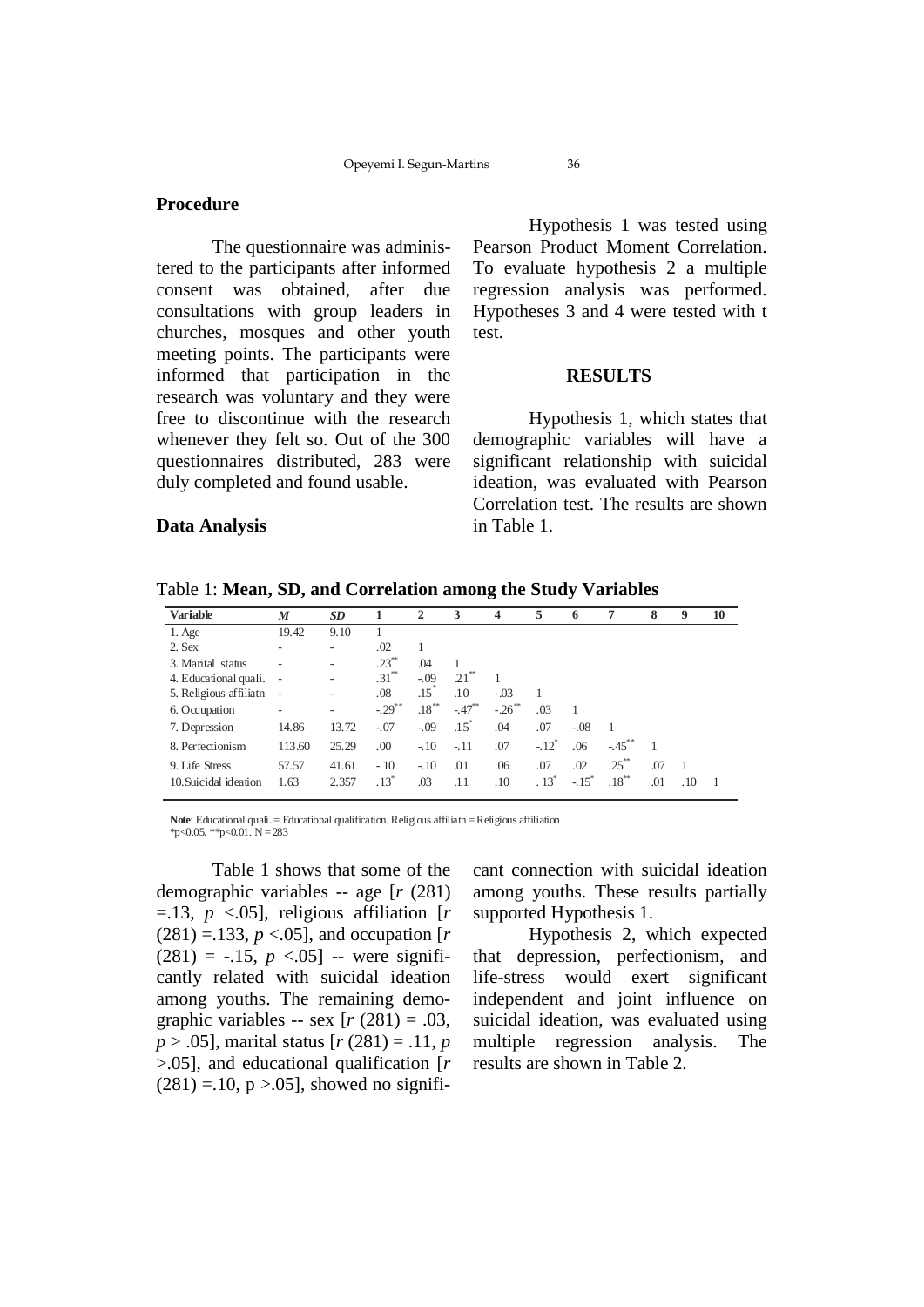### Procedure

The questionnaire was administered to the participants after informed consent was obtained, after due consultations with group leaders in churches, mosques and other youth meeting points. The participants were informed that participation in the research was voluntary and they were free to discontinue with the research whenever they felt so. Out of the 300 questionnaires distributed, 283 were duly completed and found usable.

### Data Analysis

Hypothesis 1 was tested using Pearson Product Moment Correlation. To evaluate hypothesis 2 a multiple regression analysis was performed. Hypotheses 3 and 4 were tested with t test.

## RESULTS

Hypothesis 1, which states that demographic variables will have a significant relationship with suicidal ideation, was evaluated with Pearson Correlation test. The results are shown in Table 1.

Table 1: **Mean, SD, and Correlation among the Study Variables**

| Variable | *M* | *SD* | 1 | 2 | 3 | 4 | 5 | 6 | 7 | 8 | 9 | 10 |
|---|---|---|---|---|---|---|---|---|---|---|---|---|
| 1. Age | 19.42 | 9.10 | 1 | | | | | | | | | |
| 2. Sex | - | - | .02 | 1 | | | | | | | | |
| 3. Marital status | - | - | .23** | .04 | 1 | | | | | | | |
| 4. Educational quali. | - | - | .31** | -.09 | .21** | 1 | | | | | | |
| 5. Religious affiliatn | - | - | .08 | .15* | .10 | -.03 | 1 | | | | | |
| 6. Occupation | - | - | -.29** | .18** | -.47** | -.26** | .03 | 1 | | | | |
| 7. Depression | 14.86 | 13.72 | -.07 | -.09 | .15* | .04 | .07 | -.08 | 1 | | | |
| 8. Perfectionism | 113.60 | 25.29 | .00 | -.10 | -.11 | .07 | -.12* | .06 | -.45** | 1 | | |
| 9. Life Stress | 57.57 | 41.61 | -.10 | -.10 | .01 | .06 | .07 | .02 | .25** | .07 | 1 | |
| 10. Suicidal ideation | 1.63 | 2.357 | .13* | .03 | .11 | .10 | .13* | -.15* | .18** | .01 | .10 | 1 |

**Note**: Educational quali. = Educational qualification. Religious affiliatn = Religious affiliation
*p<0.05. **p<0.01. N = 283

Table 1 shows that some of the demographic variables -- age [*r* (281) =.13, *p* <.05], religious affiliation [*r* (281) =.133, *p* <.05], and occupation [*r* (281) = -.15, *p* <.05] -- were significantly related with suicidal ideation among youths. The remaining demographic variables -- sex [*r* (281) = .03, *p* > .05], marital status [*r* (281) = .11, *p* >.05], and educational qualification [*r* (281) =.10, p >.05], showed no significant connection with suicidal ideation among youths. These results partially supported Hypothesis 1.

Hypothesis 2, which expected that depression, perfectionism, and life-stress would exert significant independent and joint influence on suicidal ideation, was evaluated using multiple regression analysis. The results are shown in Table 2.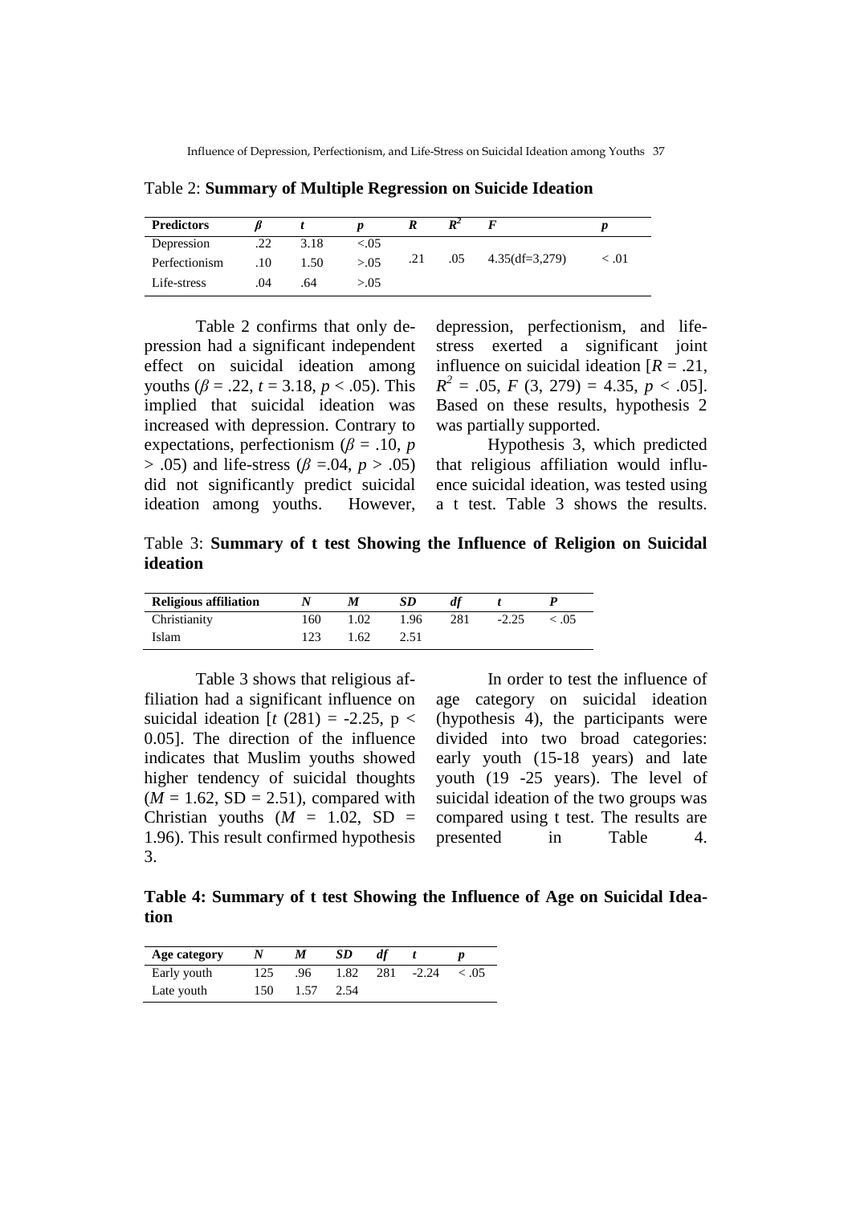Table 2: **Summary of Multiple Regression on Suicide Ideation**

| Predictors | $\beta$ | $t$ | $p$ | $R$ | $R^2$ | $F$ | $p$ |
|---|---|---|---|---|---|---|---|
| Depression | .22 | 3.18 | <.05 | | | | |
| Perfectionism | .10 | 1.50 | >.05 | .21 | .05 | 4.35(df=3,279) | < .01 |
| Life-stress | .04 | .64 | >.05 | | | | |

Table 2 confirms that only depression had a significant independent effect on suicidal ideation among youths ($\beta$ = .22, $t$ = 3.18, $p$ < .05). This implied that suicidal ideation was increased with depression. Contrary to expectations, perfectionism ($\beta$ = .10, $p$ > .05) and life-stress ($\beta$ =.04, $p$ > .05) did not significantly predict suicidal ideation among youths. However, depression, perfectionism, and life-stress exerted a significant joint influence on suicidal ideation [$R$ = .21, $R^2$ = .05, $F$ (3, 279) = 4.35, $p$ < .05]. Based on these results, hypothesis 2 was partially supported.

Hypothesis 3, which predicted that religious affiliation would influence suicidal ideation, was tested using a t test. Table 3 shows the results.

Table 3: **Summary of t test Showing the Influence of Religion on Suicidal ideation**

| Religious affiliation | $N$ | $M$ | $SD$ | $df$ | $t$ | $P$ |
|---|---|---|---|---|---|---|
| Christianity | 160 | 1.02 | 1.96 | 281 | -2.25 | < .05 |
| Islam | 123 | 1.62 | 2.51 | | | |

Table 3 shows that religious affiliation had a significant influence on suicidal ideation [$t$ (281) = -2.25, p < 0.05]. The direction of the influence indicates that Muslim youths showed higher tendency of suicidal thoughts ($M$ = 1.62, SD = 2.51), compared with Christian youths ($M$ = 1.02, SD = 1.96). This result confirmed hypothesis 3.

In order to test the influence of age category on suicidal ideation (hypothesis 4), the participants were divided into two broad categories: early youth (15-18 years) and late youth (19 -25 years). The level of suicidal ideation of the two groups was compared using t test. The results are presented in Table 4.

**Table 4: Summary of t test Showing the Influence of Age on Suicidal Ideation**

| Age category | $N$ | $M$ | $SD$ | $df$ | $t$ | $p$ |
|---|---|---|---|---|---|---|
| Early youth | 125 | .96 | 1.82 | 281 | -2.24 | < .05 |
| Late youth | 150 | 1.57 | 2.54 | | | |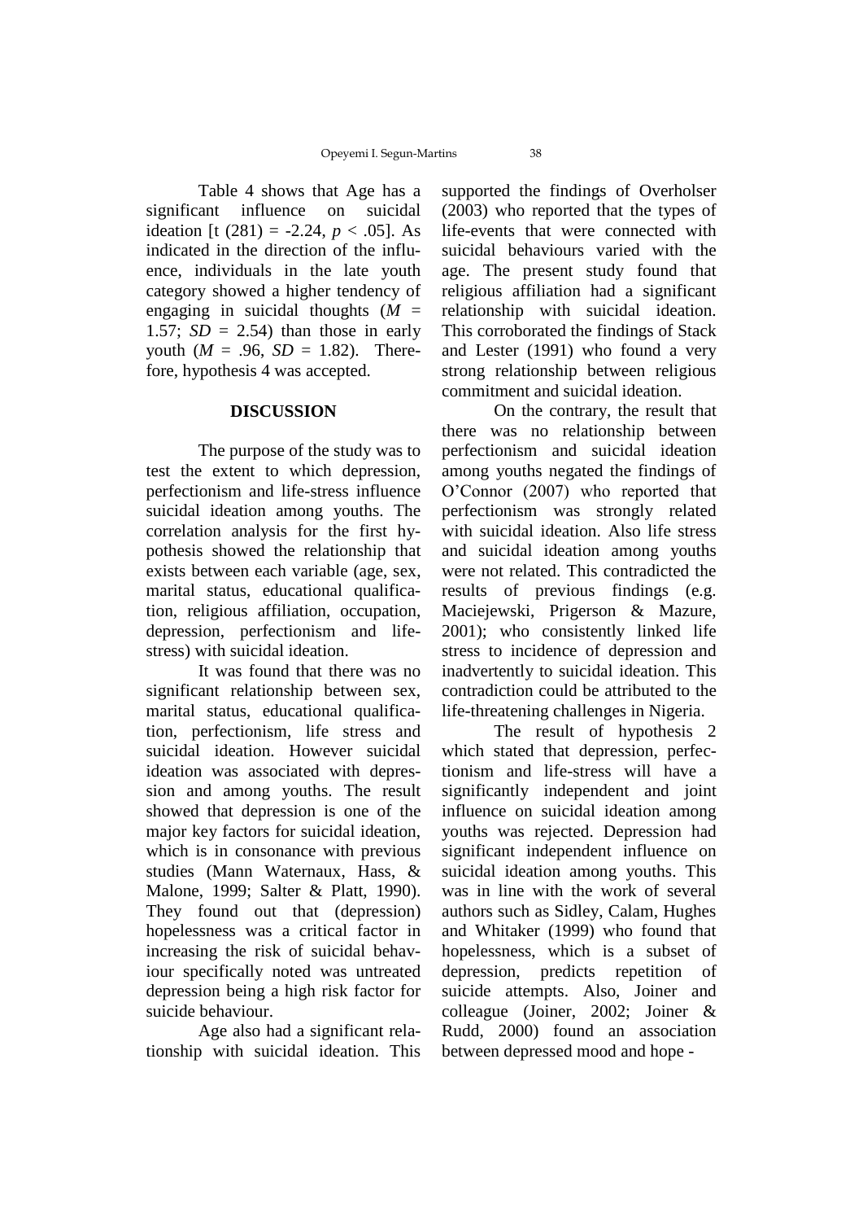Table 4 shows that Age has a significant influence on suicidal ideation [t $(281) = -2.24$, $p < .05$]. As indicated in the direction of the influence, individuals in the late youth category showed a higher tendency of engaging in suicidal thoughts ($M$ = 1.57; $SD$ = 2.54) than those in early youth ($M$ = .96, $SD$ = 1.82). Therefore, hypothesis 4 was accepted.

## DISCUSSION

The purpose of the study was to test the extent to which depression, perfectionism and life-stress influence suicidal ideation among youths. The correlation analysis for the first hypothesis showed the relationship that exists between each variable (age, sex, marital status, educational qualification, religious affiliation, occupation, depression, perfectionism and life-stress) with suicidal ideation.

It was found that there was no significant relationship between sex, marital status, educational qualification, perfectionism, life stress and suicidal ideation. However suicidal ideation was associated with depression and among youths. The result showed that depression is one of the major key factors for suicidal ideation, which is in consonance with previous studies (Mann Waternaux, Hass, & Malone, 1999; Salter & Platt, 1990). They found out that (depression) hopelessness was a critical factor in increasing the risk of suicidal behaviour specifically noted was untreated depression being a high risk factor for suicide behaviour.

Age also had a significant relationship with suicidal ideation. This supported the findings of Overholser (2003) who reported that the types of life-events that were connected with suicidal behaviours varied with the age. The present study found that religious affiliation had a significant relationship with suicidal ideation. This corroborated the findings of Stack and Lester (1991) who found a very strong relationship between religious commitment and suicidal ideation.

On the contrary, the result that there was no relationship between perfectionism and suicidal ideation among youths negated the findings of O'Connor (2007) who reported that perfectionism was strongly related with suicidal ideation. Also life stress and suicidal ideation among youths were not related. This contradicted the results of previous findings (e.g. Maciejewski, Prigerson & Mazure, 2001); who consistently linked life stress to incidence of depression and inadvertently to suicidal ideation. This contradiction could be attributed to the life-threatening challenges in Nigeria.

The result of hypothesis 2 which stated that depression, perfectionism and life-stress will have a significantly independent and joint influence on suicidal ideation among youths was rejected. Depression had significant independent influence on suicidal ideation among youths. This was in line with the work of several authors such as Sidley, Calam, Hughes and Whitaker (1999) who found that hopelessness, which is a subset of depression, predicts repetition of suicide attempts. Also, Joiner and colleague (Joiner, 2002; Joiner & Rudd, 2000) found an association between depressed mood and hope -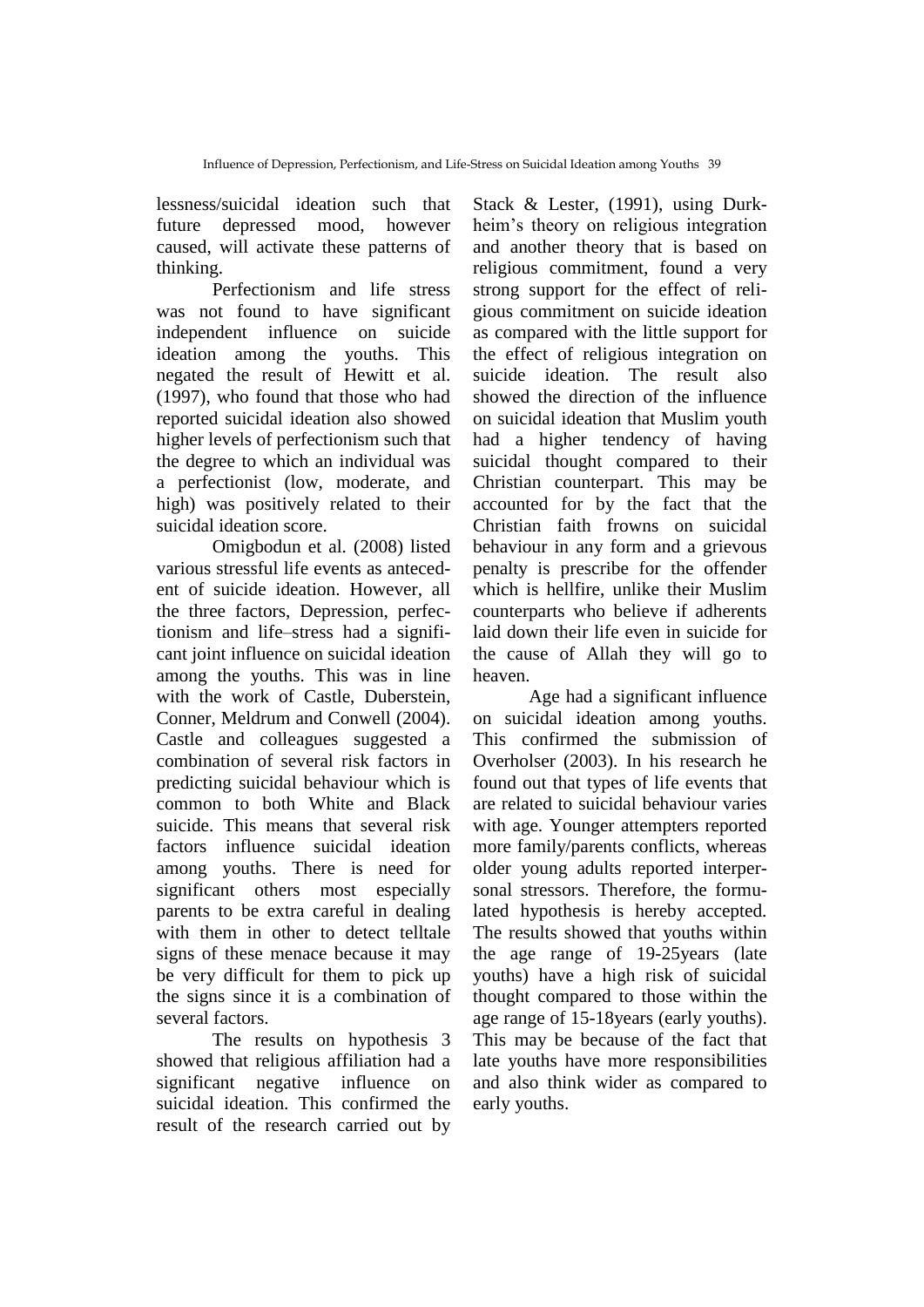lessness/suicidal ideation such that future depressed mood, however caused, will activate these patterns of thinking.

Perfectionism and life stress was not found to have significant independent influence on suicide ideation among the youths. This negated the result of Hewitt et al. (1997), who found that those who had reported suicidal ideation also showed higher levels of perfectionism such that the degree to which an individual was a perfectionist (low, moderate, and high) was positively related to their suicidal ideation score.

Omigbodun et al. (2008) listed various stressful life events as antecedent of suicide ideation. However, all the three factors, Depression, perfectionism and life–stress had a significant joint influence on suicidal ideation among the youths. This was in line with the work of Castle, Duberstein, Conner, Meldrum and Conwell (2004). Castle and colleagues suggested a combination of several risk factors in predicting suicidal behaviour which is common to both White and Black suicide. This means that several risk factors influence suicidal ideation among youths. There is need for significant others most especially parents to be extra careful in dealing with them in other to detect telltale signs of these menace because it may be very difficult for them to pick up the signs since it is a combination of several factors.

The results on hypothesis 3 showed that religious affiliation had a significant negative influence on suicidal ideation. This confirmed the result of the research carried out by Stack & Lester, (1991), using Durkheim's theory on religious integration and another theory that is based on religious commitment, found a very strong support for the effect of religious commitment on suicide ideation as compared with the little support for the effect of religious integration on suicide ideation. The result also showed the direction of the influence on suicidal ideation that Muslim youth had a higher tendency of having suicidal thought compared to their Christian counterpart. This may be accounted for by the fact that the Christian faith frowns on suicidal behaviour in any form and a grievous penalty is prescribe for the offender which is hellfire, unlike their Muslim counterparts who believe if adherents laid down their life even in suicide for the cause of Allah they will go to heaven.

Age had a significant influence on suicidal ideation among youths. This confirmed the submission of Overholser (2003). In his research he found out that types of life events that are related to suicidal behaviour varies with age. Younger attempters reported more family/parents conflicts, whereas older young adults reported interpersonal stressors. Therefore, the formulated hypothesis is hereby accepted. The results showed that youths within the age range of 19-25years (late youths) have a high risk of suicidal thought compared to those within the age range of 15-18years (early youths). This may be because of the fact that late youths have more responsibilities and also think wider as compared to early youths.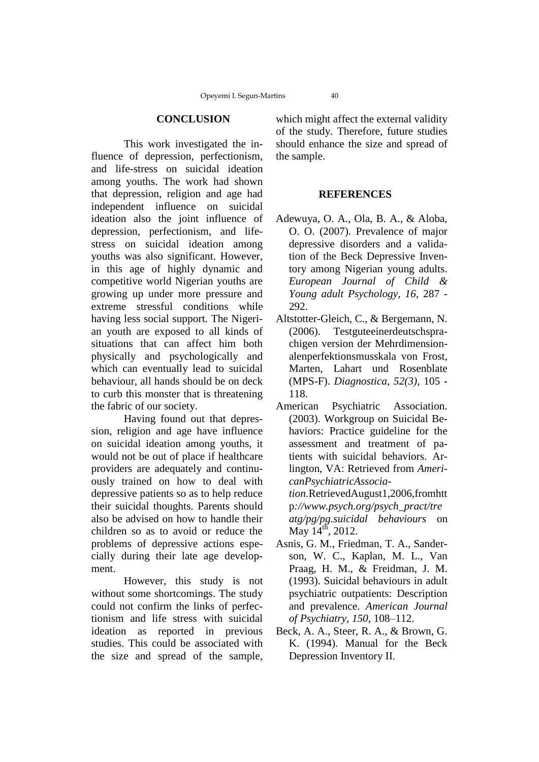## CONCLUSION

This work investigated the influence of depression, perfectionism, and life-stress on suicidal ideation among youths. The work had shown that depression, religion and age had independent influence on suicidal ideation also the joint influence of depression, perfectionism, and life-stress on suicidal ideation among youths was also significant. However, in this age of highly dynamic and competitive world Nigerian youths are growing up under more pressure and extreme stressful conditions while having less social support. The Nigerian youth are exposed to all kinds of situations that can affect him both physically and psychologically and which can eventually lead to suicidal behaviour, all hands should be on deck to curb this monster that is threatening the fabric of our society.

Having found out that depression, religion and age have influence on suicidal ideation among youths, it would not be out of place if healthcare providers are adequately and continuously trained on how to deal with depressive patients so as to help reduce their suicidal thoughts. Parents should also be advised on how to handle their children so as to avoid or reduce the problems of depressive actions especially during their late age development.

However, this study is not without some shortcomings. The study could not confirm the links of perfectionism and life stress with suicidal ideation as reported in previous studies. This could be associated with the size and spread of the sample, which might affect the external validity of the study. Therefore, future studies should enhance the size and spread of the sample.

## REFERENCES

Adewuya, O. A., Ola, B. A., & Aloba, O. O. (2007). Prevalence of major depressive disorders and a validation of the Beck Depressive Inventory among Nigerian young adults. *European Journal of Child & Young adult Psychology, 16,* 287 - 292.

Altstotter-Gleich, C., & Bergemann, N. (2006). Testguteeinerdeutschsprachigen version der Mehrdimensionalenperfektionsmusskala von Frost, Marten, Lahart und Rosenblate (MPS-F). *Diagnostica, 52(3),* 105 - 118.

American Psychiatric Association. (2003). Workgroup on Suicidal Behaviors: Practice guideline for the assessment and treatment of patients with suicidal behaviors. Arlington, VA: Retrieved from *AmericanPsychiatricAssociation.*RetrievedAugust1,2006,fromhttp*://www.psych.org/psych_pract/treatg/pg/pg.suicidal behaviours* on May 14th, 2012.

Asnis, G. M., Friedman, T. A., Sanderson, W. C., Kaplan, M. L., Van Praag, H. M., & Freidman, J. M. (1993). Suicidal behaviours in adult psychiatric outpatients: Description and prevalence. *American Journal of Psychiatry, 150*, 108–112.

Beck, A. A., Steer, R. A., & Brown, G. K. (1994). Manual for the Beck Depression Inventory II.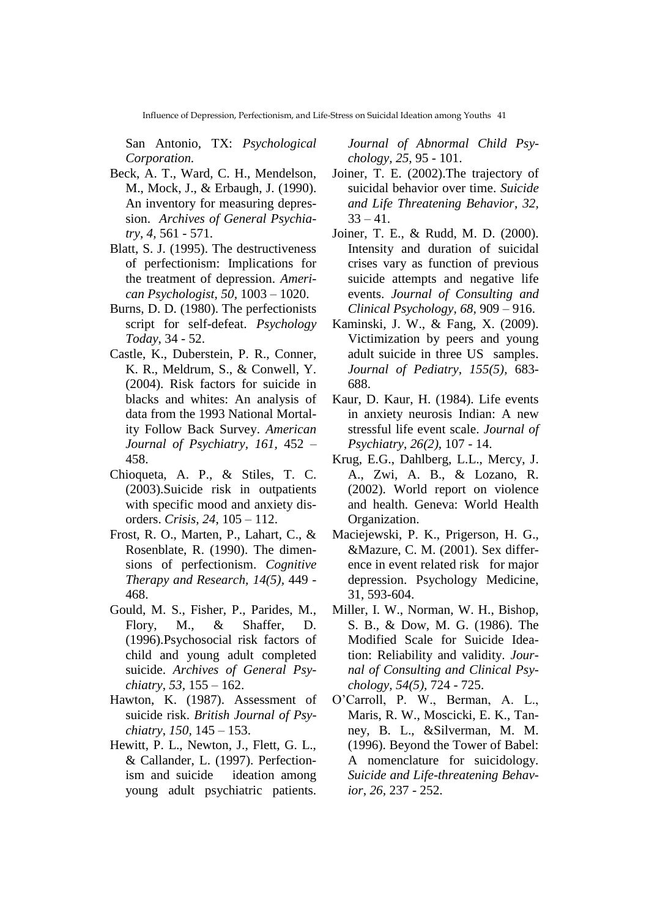San Antonio, TX: *Psychological Corporation.*

Beck, A. T., Ward, C. H., Mendelson, M., Mock, J., & Erbaugh, J. (1990). An inventory for measuring depression. *Archives of General Psychiatry*, *4*, 561 - 571.

Blatt, S. J. (1995). The destructiveness of perfectionism: Implications for the treatment of depression. *American Psychologist*, *50*, 1003 – 1020.

Burns, D. D. (1980). The perfectionists script for self-defeat. *Psychology Today*, 34 - 52.

Castle, K., Duberstein, P. R., Conner, K. R., Meldrum, S., & Conwell, Y. (2004). Risk factors for suicide in blacks and whites: An analysis of data from the 1993 National Mortality Follow Back Survey. *American Journal of Psychiatry*, *161*, 452 – 458.

Chioqueta, A. P., & Stiles, T. C. (2003).Suicide risk in outpatients with specific mood and anxiety disorders. *Crisis*, *24*, 105 – 112.

Frost, R. O., Marten, P., Lahart, C., & Rosenblate, R. (1990). The dimensions of perfectionism. *Cognitive Therapy and Research*, *14(5)*, 449 - 468.

Gould, M. S., Fisher, P., Parides, M., Flory, M., & Shaffer, D. (1996).Psychosocial risk factors of child and young adult completed suicide. *Archives of General Psychiatry*, *53*, 155 – 162.

Hawton, K. (1987). Assessment of suicide risk. *British Journal of Psychiatry*, *150*, 145 – 153.

Hewitt, P. L., Newton, J., Flett, G. L., & Callander, L. (1997). Perfectionism and suicide ideation among young adult psychiatric patients. *Journal of Abnormal Child Psychology*, *25*, 95 - 101.

Joiner, T. E. (2002).The trajectory of suicidal behavior over time. *Suicide and Life Threatening Behavior*, *32*, 33 – 41.

Joiner, T. E., & Rudd, M. D. (2000). Intensity and duration of suicidal crises vary as function of previous suicide attempts and negative life events. *Journal of Consulting and Clinical Psychology*, *68*, 909 – 916.

Kaminski, J. W., & Fang, X. (2009). Victimization by peers and young adult suicide in three US samples. *Journal of Pediatry*, *155(5)*, 683-688.

Kaur, D. Kaur, H. (1984). Life events in anxiety neurosis Indian: A new stressful life event scale. *Journal of Psychiatry*, *26(2)*, 107 - 14.

Krug, E.G., Dahlberg, L.L., Mercy, J. A., Zwi, A. B., & Lozano, R. (2002). World report on violence and health. Geneva: World Health Organization.

Maciejewski, P. K., Prigerson, H. G., &Mazure, C. M. (2001). Sex difference in event related risk for major depression. Psychology Medicine, 31, 593-604.

Miller, I. W., Norman, W. H., Bishop, S. B., & Dow, M. G. (1986). The Modified Scale for Suicide Ideation: Reliability and validity. *Journal of Consulting and Clinical Psychology*, *54(5)*, 724 - 725.

O'Carroll, P. W., Berman, A. L., Maris, R. W., Moscicki, E. K., Tanney, B. L., &Silverman, M. M. (1996). Beyond the Tower of Babel: A nomenclature for suicidology. *Suicide and Life-threatening Behavior*, *26*, 237 - 252.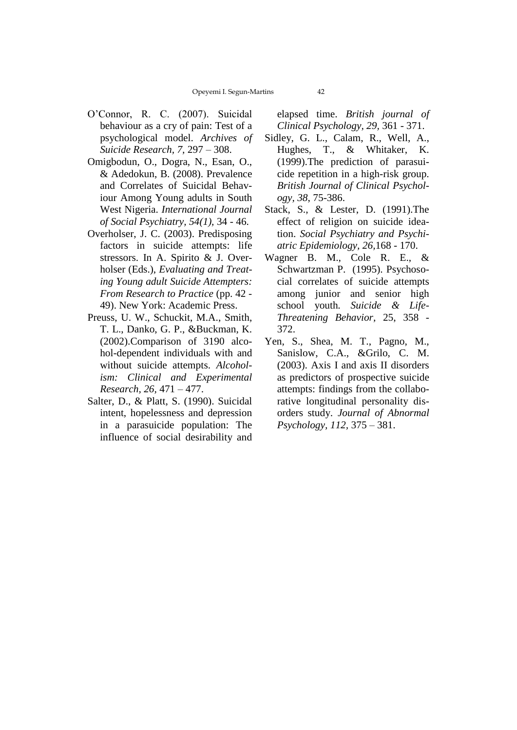O'Connor, R. C. (2007). Suicidal behaviour as a cry of pain: Test of a psychological model. *Archives of Suicide Research, 7,* 297 – 308.

Omigbodun, O., Dogra, N., Esan, O., & Adedokun, B. (2008). Prevalence and Correlates of Suicidal Behaviour Among Young adults in South West Nigeria. *International Journal of Social Psychiatry, 54(1),* 34 - 46.

Overholser, J. C. (2003). Predisposing factors in suicide attempts: life stressors. In A. Spirito & J. Overholser (Eds.), *Evaluating and Treating Young adult Suicide Attempters: From Research to Practice* (pp. 42 - 49). New York: Academic Press.

Preuss, U. W., Schuckit, M.A., Smith, T. L., Danko, G. P., &Buckman, K. (2002).Comparison of 3190 alcohol-dependent individuals with and without suicide attempts. *Alcoholism: Clinical and Experimental Research, 26,* 471 – 477.

Salter, D., & Platt, S. (1990). Suicidal intent, hopelessness and depression in a parasuicide population: The influence of social desirability and elapsed time. *British journal of Clinical Psychology, 29,* 361 - 371.

Sidley, G. L., Calam, R., Well, A., Hughes, T., & Whitaker, K. (1999).The prediction of parasuicide repetition in a high-risk group. *British Journal of Clinical Psychology, 38*, 75-386.

Stack, S., & Lester, D. (1991).The effect of religion on suicide ideation. *Social Psychiatry and Psychiatric Epidemiology, 26,*168 - 170.

Wagner B. M., Cole R. E., & Schwartzman P. (1995). Psychosocial correlates of suicide attempts among junior and senior high school youth. *Suicide & Life-Threatening Behavior*, 25, 358 - 372.

Yen, S., Shea, M. T., Pagno, M., Sanislow, C.A., &Grilo, C. M. (2003). Axis I and axis II disorders as predictors of prospective suicide attempts: findings from the collaborative longitudinal personality disorders study. *Journal of Abnormal Psychology, 112,* 375 – 381.